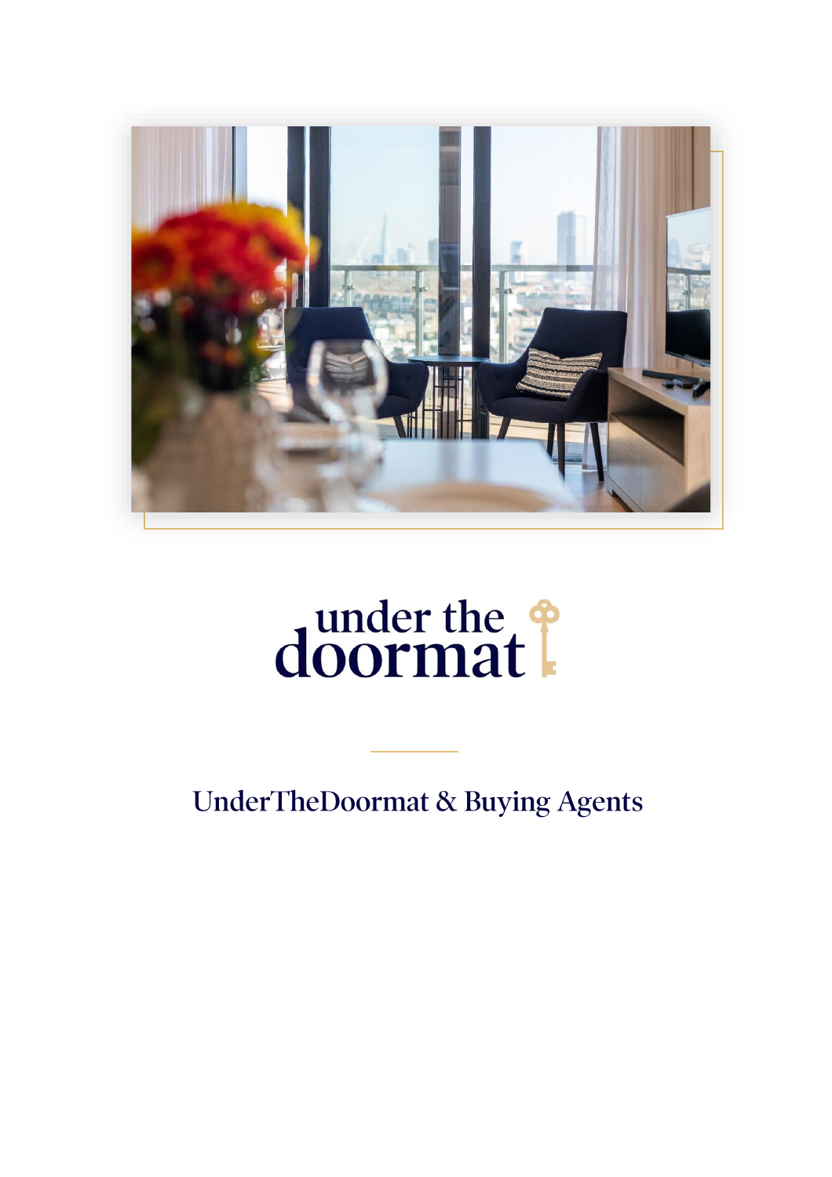under the doormat

# UnderTheDoormat & Buying Agents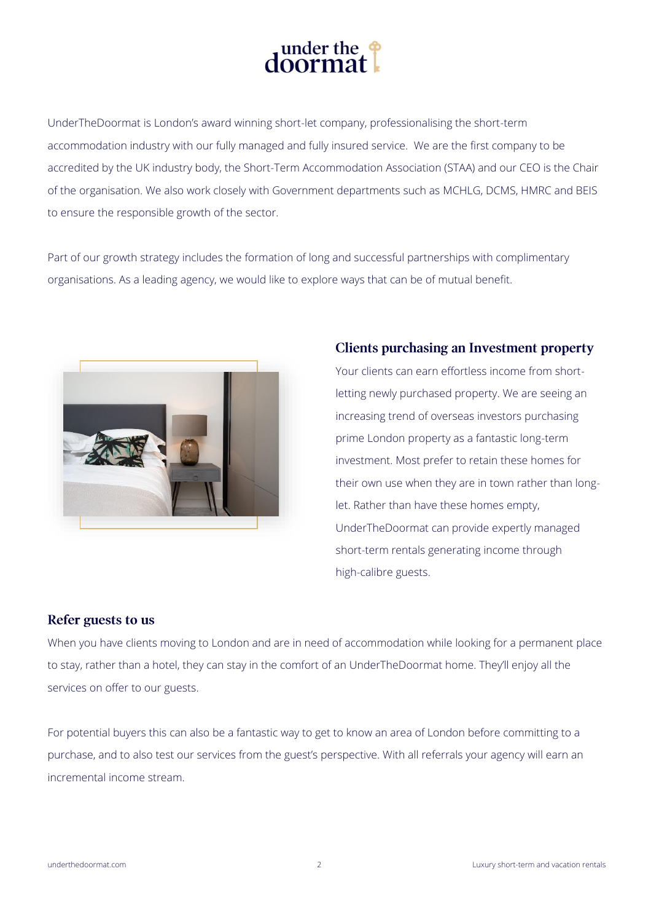UnderTheDoormat is London's award winning short-let company, professionalising the short-term accommodation industry with our fully managed and fully insured service.  We are the first company to be accredited by the UK industry body, the Short-Term Accommodation Association (STAA) and our CEO is the Chair of the organisation. We also work closely with Government departments such as MCHLG, DCMS, HMRC and BEIS to ensure the responsible growth of the sector.

Part of our growth strategy includes the formation of long and successful partnerships with complimentary organisations. As a leading agency, we would like to explore ways that can be of mutual benefit.

## Clients purchasing an Investment property

Your clients can earn effortless income from short-letting newly purchased property. We are seeing an increasing trend of overseas investors purchasing prime London property as a fantastic long-term investment. Most prefer to retain these homes for their own use when they are in town rather than long-let. Rather than have these homes empty, UnderTheDoormat can provide expertly managed short-term rentals generating income through high-calibre guests.

## Refer guests to us

When you have clients moving to London and are in need of accommodation while looking for a permanent place to stay, rather than a hotel, they can stay in the comfort of an UnderTheDoormat home. They'll enjoy all the services on offer to our guests.

For potential buyers this can also be a fantastic way to get to know an area of London before committing to a purchase, and to also test our services from the guest's perspective. With all referrals your agency will earn an incremental income stream.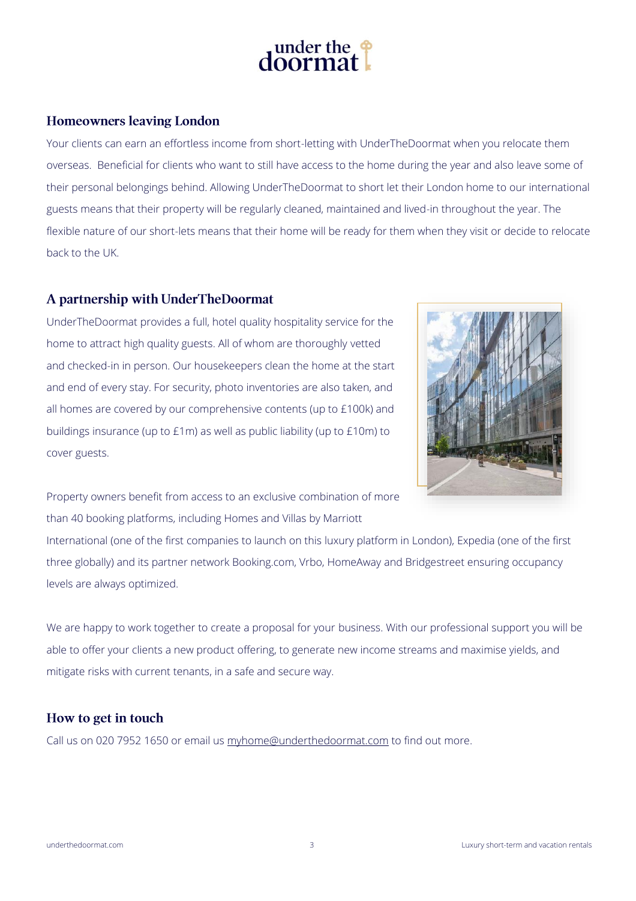## Homeowners leaving London

Your clients can earn an effortless income from short-letting with UnderTheDoormat when you relocate them overseas. Beneficial for clients who want to still have access to the home during the year and also leave some of their personal belongings behind. Allowing UnderTheDoormat to short let their London home to our international guests means that their property will be regularly cleaned, maintained and lived-in throughout the year. The flexible nature of our short-lets means that their home will be ready for them when they visit or decide to relocate back to the UK.

## A partnership with UnderTheDoormat

UnderTheDoormat provides a full, hotel quality hospitality service for the home to attract high quality guests. All of whom are thoroughly vetted and checked-in in person. Our housekeepers clean the home at the start and end of every stay. For security, photo inventories are also taken, and all homes are covered by our comprehensive contents (up to £100k) and buildings insurance (up to £1m) as well as public liability (up to £10m) to cover guests.

Property owners benefit from access to an exclusive combination of more than 40 booking platforms, including Homes and Villas by Marriott International (one of the first companies to launch on this luxury platform in London), Expedia (one of the first three globally) and its partner network Booking.com, Vrbo, HomeAway and Bridgestreet ensuring occupancy levels are always optimized.

We are happy to work together to create a proposal for your business. With our professional support you will be able to offer your clients a new product offering, to generate new income streams and maximise yields, and mitigate risks with current tenants, in a safe and secure way.

## How to get in touch

Call us on 020 7952 1650 or email us myhome@underthedoormat.com to find out more.